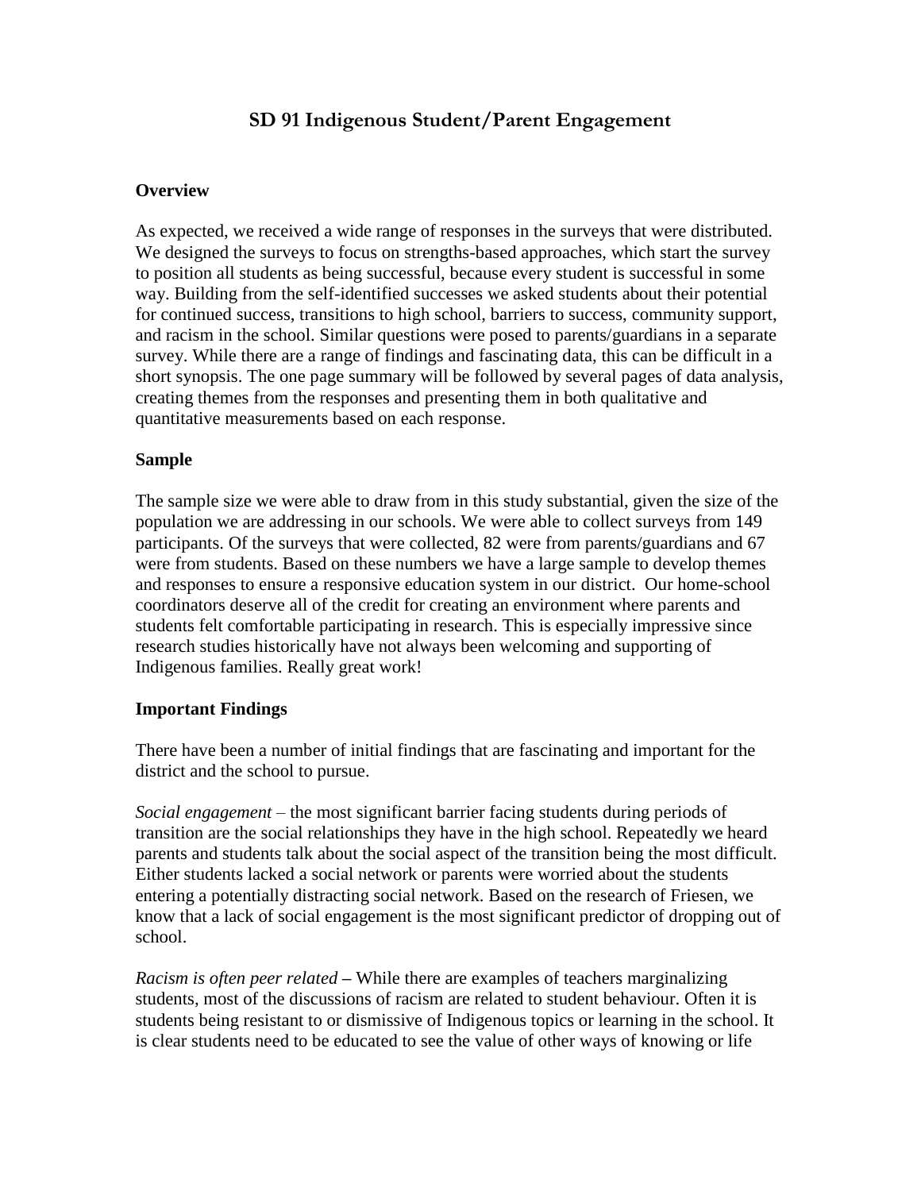# SD 91 Indigenous Student/Parent Engagement

## Overview

As expected, we received a wide range of responses in the surveys that were distributed. We designed the surveys to focus on strengths-based approaches, which start the survey to position all students as being successful, because every student is successful in some way. Building from the self-identified successes we asked students about their potential for continued success, transitions to high school, barriers to success, community support, and racism in the school. Similar questions were posed to parents/guardians in a separate survey. While there are a range of findings and fascinating data, this can be difficult in a short synopsis. The one page summary will be followed by several pages of data analysis, creating themes from the responses and presenting them in both qualitative and quantitative measurements based on each response.

## Sample

The sample size we were able to draw from in this study substantial, given the size of the population we are addressing in our schools. We were able to collect surveys from 149 participants. Of the surveys that were collected, 82 were from parents/guardians and 67 were from students. Based on these numbers we have a large sample to develop themes and responses to ensure a responsive education system in our district. Our home-school coordinators deserve all of the credit for creating an environment where parents and students felt comfortable participating in research. This is especially impressive since research studies historically have not always been welcoming and supporting of Indigenous families. Really great work!

## Important Findings

There have been a number of initial findings that are fascinating and important for the district and the school to pursue.

*Social engagement* – the most significant barrier facing students during periods of transition are the social relationships they have in the high school. Repeatedly we heard parents and students talk about the social aspect of the transition being the most difficult. Either students lacked a social network or parents were worried about the students entering a potentially distracting social network. Based on the research of Friesen, we know that a lack of social engagement is the most significant predictor of dropping out of school.

*Racism is often peer related* – While there are examples of teachers marginalizing students, most of the discussions of racism are related to student behaviour. Often it is students being resistant to or dismissive of Indigenous topics or learning in the school. It is clear students need to be educated to see the value of other ways of knowing or life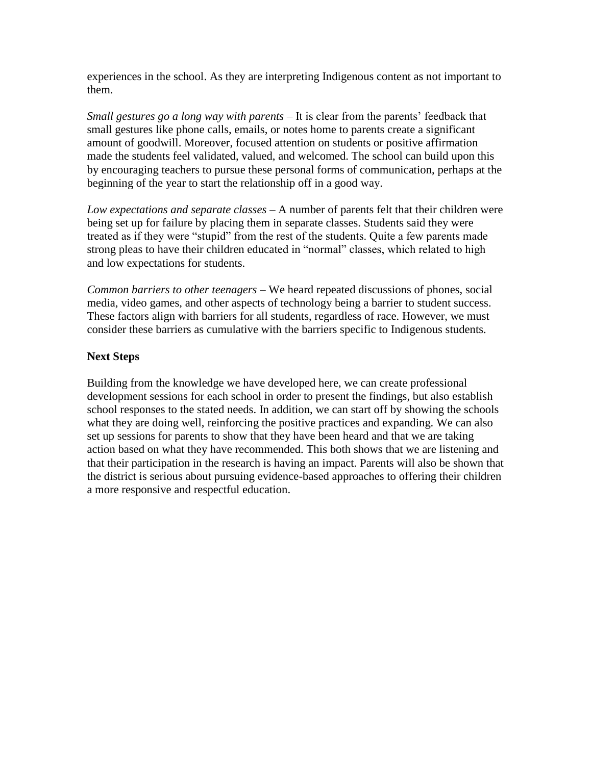experiences in the school. As they are interpreting Indigenous content as not important to them.

*Small gestures go a long way with parents* – It is clear from the parents' feedback that small gestures like phone calls, emails, or notes home to parents create a significant amount of goodwill. Moreover, focused attention on students or positive affirmation made the students feel validated, valued, and welcomed. The school can build upon this by encouraging teachers to pursue these personal forms of communication, perhaps at the beginning of the year to start the relationship off in a good way.

*Low expectations and separate classes* – A number of parents felt that their children were being set up for failure by placing them in separate classes. Students said they were treated as if they were "stupid" from the rest of the students. Quite a few parents made strong pleas to have their children educated in "normal" classes, which related to high and low expectations for students.

*Common barriers to other teenagers* – We heard repeated discussions of phones, social media, video games, and other aspects of technology being a barrier to student success. These factors align with barriers for all students, regardless of race. However, we must consider these barriers as cumulative with the barriers specific to Indigenous students.

**Next Steps**

Building from the knowledge we have developed here, we can create professional development sessions for each school in order to present the findings, but also establish school responses to the stated needs. In addition, we can start off by showing the schools what they are doing well, reinforcing the positive practices and expanding. We can also set up sessions for parents to show that they have been heard and that we are taking action based on what they have recommended. This both shows that we are listening and that their participation in the research is having an impact. Parents will also be shown that the district is serious about pursuing evidence-based approaches to offering their children a more responsive and respectful education.